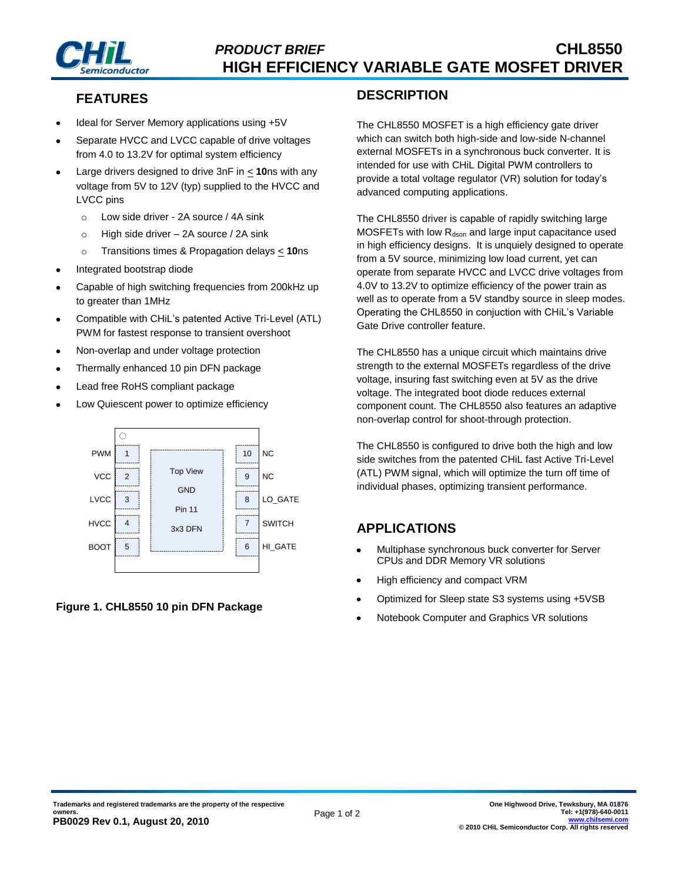# PRODUCT BRIEF

# CHL8550 HIGH EFFICIENCY VARIABLE GATE MOSFET DRIVER

## FEATURES

- Ideal for Server Memory applications using +5V
- Separate HVCC and LVCC capable of drive voltages from 4.0 to 13.2V for optimal system efficiency
- Large drivers designed to drive 3nF in < **10**ns with any voltage from 5V to 12V (typ) supplied to the HVCC and LVCC pins
  - Low side driver - 2A source / 4A sink
  - High side driver – 2A source / 2A sink
  - Transitions times & Propagation delays < **10**ns
- Integrated bootstrap diode
- Capable of high switching frequencies from 200kHz up to greater than 1MHz
- Compatible with CHiL's patented Active Tri-Level (ATL) PWM for fastest response to transient overshoot
- Non-overlap and under voltage protection
- Thermally enhanced 10 pin DFN package
- Lead free RoHS compliant package
- Low Quiescent power to optimize efficiency

| Pin | Name | | Pin | Name |
|---|---|---|---|---|
| 1 | PWM | Top View GND Pin 11 3x3 DFN | 10 | NC |
| 2 | VCC | | 9 | NC |
| 3 | LVCC | | 8 | LO_GATE |
| 4 | HVCC | | 7 | SWITCH |
| 5 | BOOT | | 6 | HI_GATE |

**Figure 1. CHL8550 10 pin DFN Package**

## DESCRIPTION

The CHL8550 MOSFET is a high efficiency gate driver which can switch both high-side and low-side N-channel external MOSFETs in a synchronous buck converter. It is intended for use with CHiL Digital PWM controllers to provide a total voltage regulator (VR) solution for today's advanced computing applications.

The CHL8550 driver is capable of rapidly switching large MOSFETs with low $R_{dson}$ and large input capacitance used in high efficiency designs. It is unquiely designed to operate from a 5V source, minimizing low load current, yet can operate from separate HVCC and LVCC drive voltages from 4.0V to 13.2V to optimize efficiency of the power train as well as to operate from a 5V standby source in sleep modes. Operating the CHL8550 in conjuction with CHiL's Variable Gate Drive controller feature.

The CHL8550 has a unique circuit which maintains drive strength to the external MOSFETs regardless of the drive voltage, insuring fast switching even at 5V as the drive voltage. The integrated boot diode reduces external component count. The CHL8550 also features an adaptive non-overlap control for shoot-through protection.

The CHL8550 is configured to drive both the high and low side switches from the patented CHiL fast Active Tri-Level (ATL) PWM signal, which will optimize the turn off time of individual phases, optimizing transient performance.

## APPLICATIONS

- Multiphase synchronous buck converter for Server CPUs and DDR Memory VR solutions
- High efficiency and compact VRM
- Optimized for Sleep state S3 systems using +5VSB
- Notebook Computer and Graphics VR solutions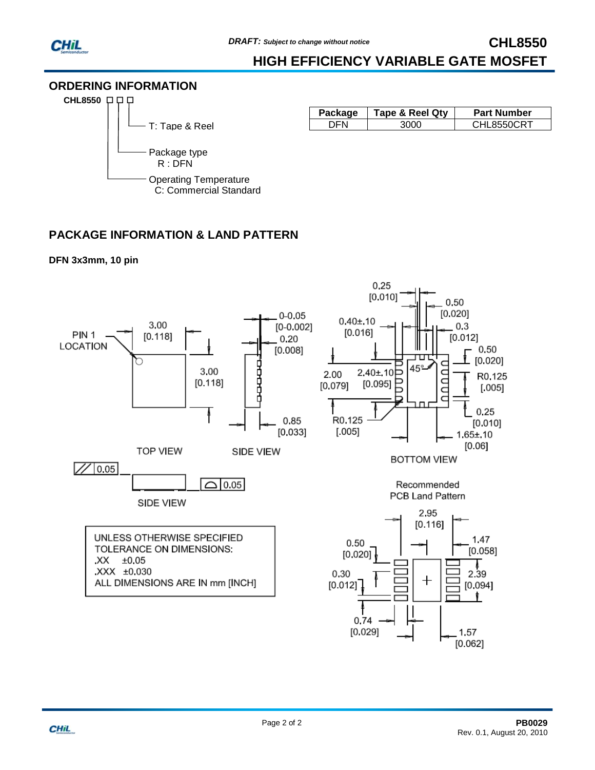## ORDERING INFORMATION

CHL8550 □ □ □

- T: Tape & Reel
- Package type
  R : DFN
- Operating Temperature
  C: Commercial Standard

| Package | Tape & Reel Qty | Part Number |
|---|---|---|
| DFN | 3000 | CHL8550CRT |

## PACKAGE INFORMATION & LAND PATTERN

**DFN 3x3mm, 10 pin**

PIN 1 LOCATION

3.00 [0.118]

3.00 [0.118]

TOP VIEW

0-0.05 [0-0.002]

0.20 [0.008]

0.85 [0.033]

SIDE VIEW

0.05

0.05

SIDE VIEW

0.25 [0.010]

0.50 [0.020]

0.40±.10 [0.016]

0.3 [0.012]

0.50 [0.020]

45°

2.00 [0.079]

2.40±.10 [0.095]

R0.125 [.005]

0.25 [0.010]

R0.125 [.005]

1.65±.10 [0.06]

BOTTOM VIEW

Recommended PCB Land Pattern

2.95 [0.116]

0.50 [0.020]

1.47 [0.058]

0.30 [0.012]

2.39 [0.094]

0.74 [0.029]

1.57 [0.062]

UNLESS OTHERWISE SPECIFIED
TOLERANCE ON DIMENSIONS:
.XX ±0.05
.XXX ±0.030
ALL DIMENSIONS ARE IN mm [INCH]